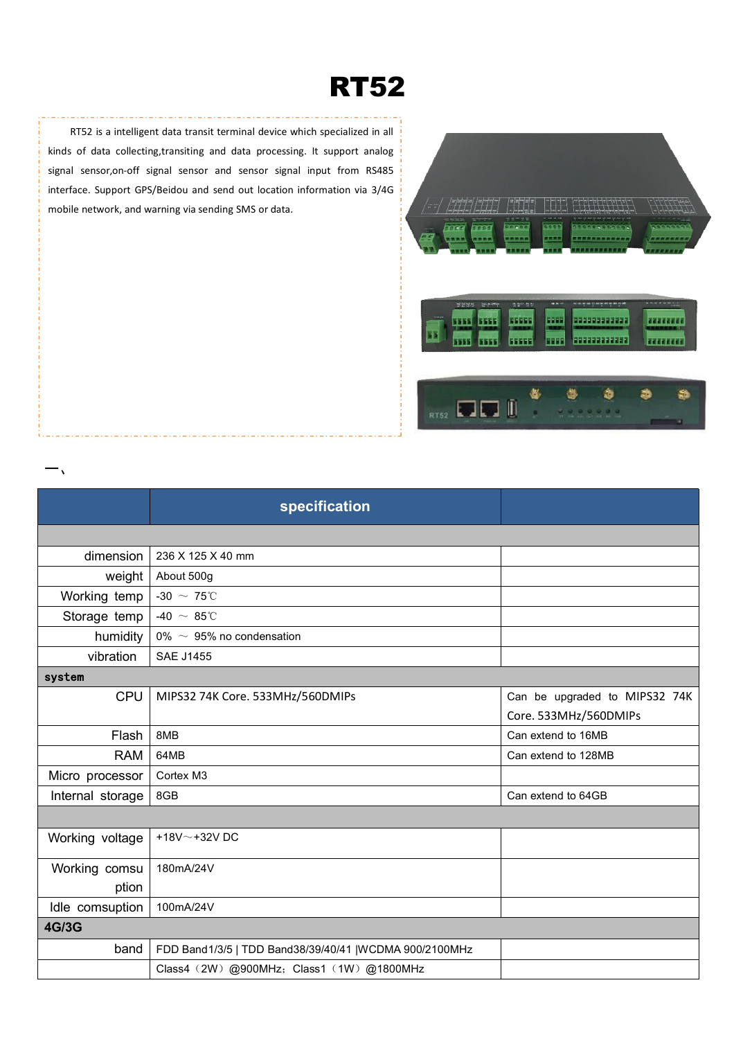# RT52

RT52 is a intelligent data transit terminal device which specialized in all kinds of data collecting,transiting and data processing. It support analog signal sensor,on-off signal sensor and sensor signal input from RS485 interface. Support GPS/Beidou and send out location information via 3/4G mobile network, and warning via sending SMS or data.

一、

| | specification | |
|---|---|---|
| | | |
| dimension | 236 X 125 X 40 mm | |
| weight | About 500g | |
| Working temp | -30 ～ 75℃ | |
| Storage temp | -40 ～ 85℃ | |
| humidity | 0% ～ 95% no condensation | |
| vibration | SAE J1455 | |
| **system** | | |
| CPU | MIPS32 74K Core. 533MHz/560DMIPs | Can be upgraded to MIPS32 74K Core. 533MHz/560DMIPs |
| Flash | 8MB | Can extend to 16MB |
| RAM | 64MB | Can extend to 128MB |
| Micro processor | Cortex M3 | |
| Internal storage | 8GB | Can extend to 64GB |
| | | |
| Working voltage | +18V～+32V DC | |
| Working comsuption | 180mA/24V | |
| Idle comsuption | 100mA/24V | |
| **4G/3G** | | |
| band | FDD Band1/3/5 \| TDD Band38/39/40/41 \|WCDMA 900/2100MHz | |
| | Class4（2W）@900MHz；Class1（1W）@1800MHz | |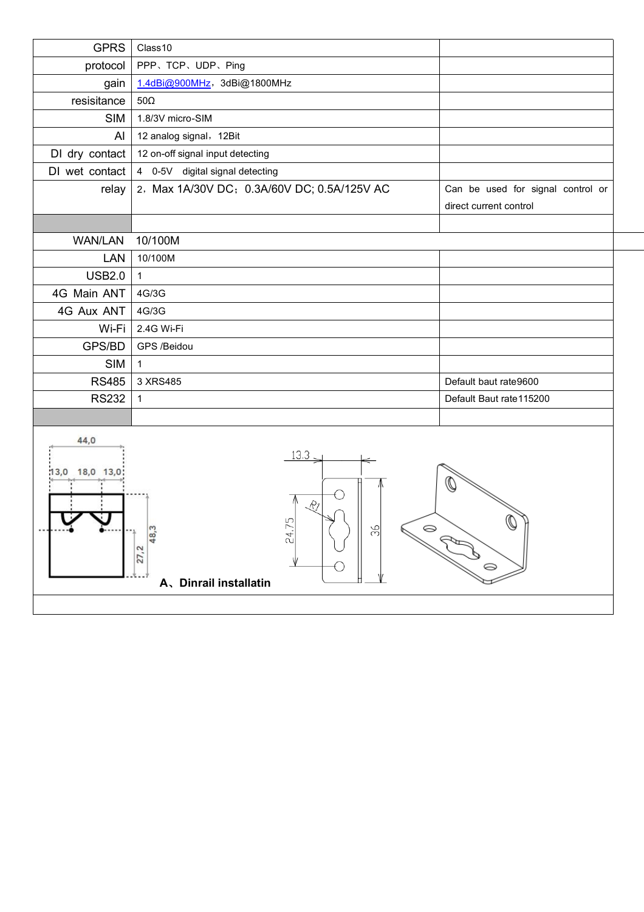| | | |
|---|---|---|
| GPRS | Class10 | |
| protocol | PPP、TCP、UDP、Ping | |
| gain | 1.4dBi@900MHz，3dBi@1800MHz | |
| resisitance | 50Ω | |
| SIM | 1.8/3V micro-SIM | |
| AI | 12 analog signal，12Bit | |
| DI dry contact | 12 on-off signal input detecting | |
| DI wet contact | 4 0-5V digital signal detecting | |
| relay | 2，Max 1A/30V DC；0.3A/60V DC; 0.5A/125V AC | Can be used for signal control or direct current control |
| | | |
| WAN/LAN | 10/100M | |
| LAN | 10/100M | |
| USB2.0 | 1 | |
| 4G Main ANT | 4G/3G | |
| 4G Aux ANT | 4G/3G | |
| Wi-Fi | 2.4G Wi-Fi | |
| GPS/BD | GPS /Beidou | |
| SIM | 1 | |
| RS485 | 3 XRS485 | Default baut rate9600 |
| RS232 | 1 | Default Baut rate115200 |
| | | |

44,0

13,0 18,0 13,0

48,3

27,2

13.3

R1

24.75

36

**A、Dinrail installatin**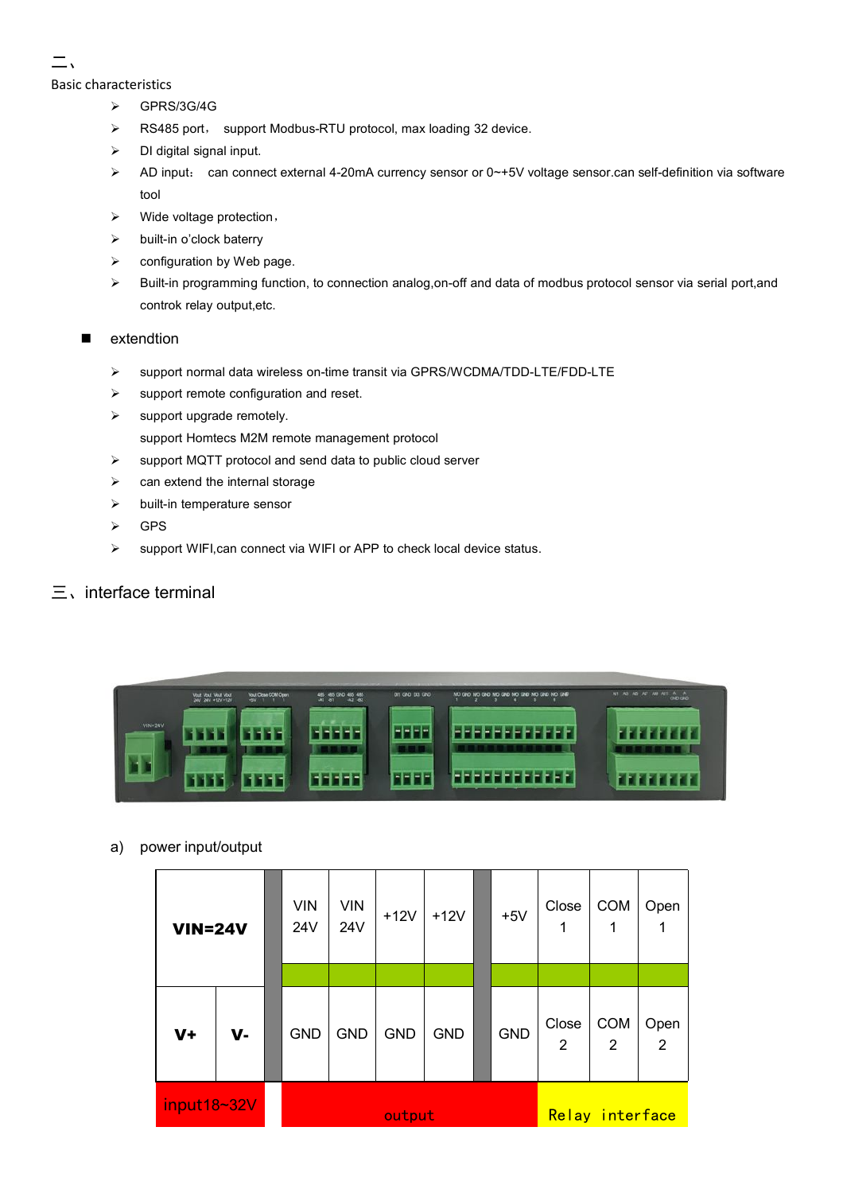二、

Basic characteristics

- GPRS/3G/4G
- RS485 port， support Modbus-RTU protocol, max loading 32 device.
- DI digital signal input.
- AD input： can connect external 4-20mA currency sensor or 0~+5V voltage sensor.can self-definition via software tool
- Wide voltage protection，
- built-in o'clock baterry
- configuration by Web page.
- Built-in programming function, to connection analog,on-off and data of modbus protocol sensor via serial port,and controk relay output,etc.

■ extendtion

- support normal data wireless on-time transit via GPRS/WCDMA/TDD-LTE/FDD-LTE
- support remote configuration and reset.
- support upgrade remotely.
  support Homtecs M2M remote management protocol
- support MQTT protocol and send data to public cloud server
- can extend the internal storage
- built-in temperature sensor
- GPS
- support WIFI,can connect via WIFI or APP to check local device status.

## 三、interface terminal

a) power input/output

| VIN=24V | | VIN 24V | VIN 24V | +12V | +12V | +5V | Close 1 | COM 1 | Open 1 |
|---|---|---|---|---|---|---|---|---|---|
| **V+** | **V-** | GND | GND | GND | GND | GND | Close 2 | COM 2 | Open 2 |
| input18~32V | | output | | | | | Relay interface | | |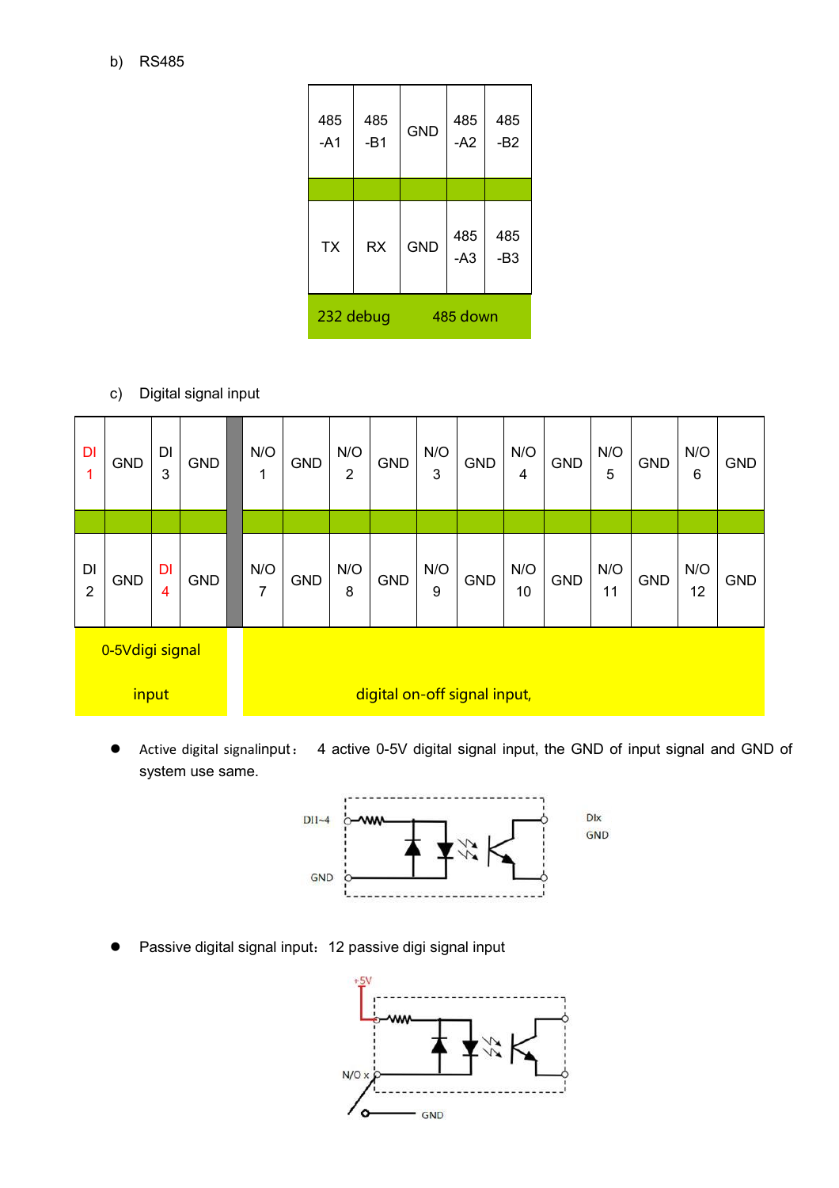b) RS485

| 485-A1 | 485-B1 | GND | 485-A2 | 485-B2 |
|---|---|---|---|---|
| | | | | |
| TX | RX | GND | 485-A3 | 485-B3 |
| 232 debug | | | 485 down | |

c) Digital signal input

| DI 1 | GND | DI 3 | GND | | N/O 1 | GND | N/O 2 | GND | N/O 3 | GND | N/O 4 | GND | N/O 5 | GND | N/O 6 | GND |
|---|---|---|---|---|---|---|---|---|---|---|---|---|---|---|---|---|
| | | | | | | | | | | | | | | | | |
| DI 2 | GND | DI 4 | GND | | N/O 7 | GND | N/O 8 | GND | N/O 9 | GND | N/O 10 | GND | N/O 11 | GND | N/O 12 | GND |
| 0-5Vdigi signal input | | | | | digital on-off signal input, | | | | | | | | | | | |

- Active digital signalinput： 4 active 0-5V digital signal input, the GND of input signal and GND of system use same.

DI1~4 GND DIx GND

- Passive digital signal input：12 passive digi signal input

+5V N/O x GND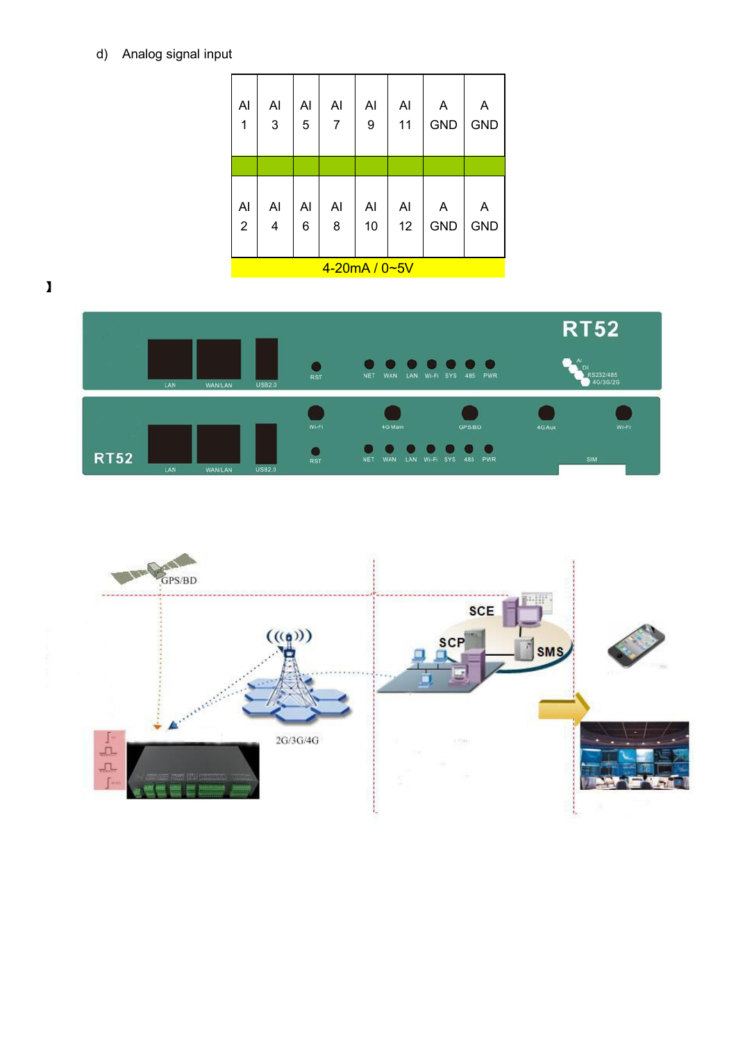d) Analog signal input

| | | | | | | | |
|---|---|---|---|---|---|---|---|
| AI 1 | AI 3 | AI 5 | AI 7 | AI 9 | AI 11 | A GND | A GND |
| | | | | | | | |
| AI 2 | AI 4 | AI 6 | AI 8 | AI 10 | AI 12 | A GND | A GND |
| 4-20mA / 0~5V | | | | | | | |

】

RT52

LAN WAN/LAN USB2.0 RST NET WAN LAN Wi-Fi SYS 485 PWR

AI DI RS232/485 4G/3G/2G

Wi-Fi 4G Main GPS/BD 4G Aux Wi-Fi

RT52

LAN WAN/LAN USB2.0 RST NET WAN LAN Wi-Fi SYS 485 PWR SIM

GPS/BD

2G/3G/4G

SCE

SCP

SMS